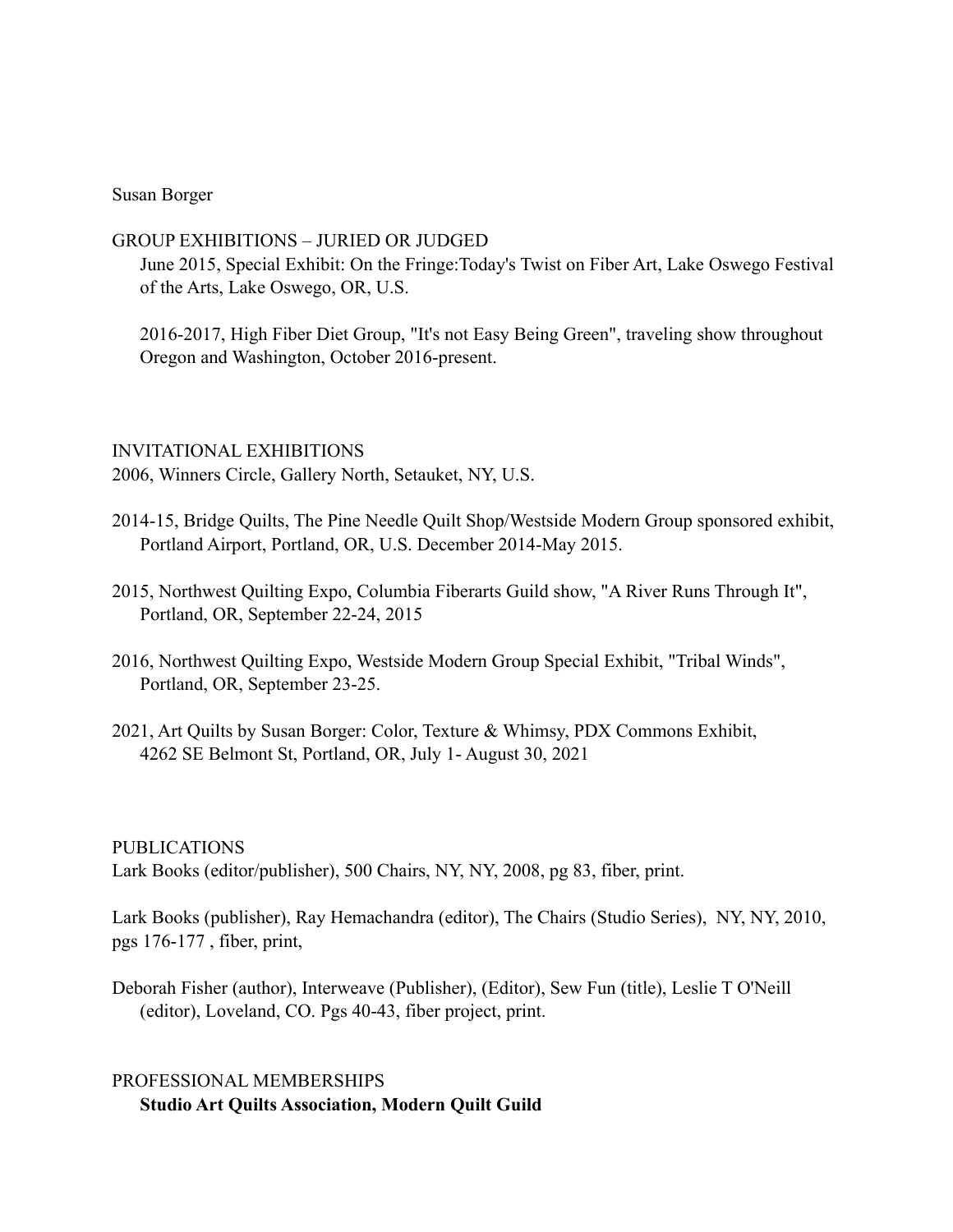Susan Borger

## GROUP EXHIBITIONS – JURIED OR JUDGED

June 2015, Special Exhibit: On the Fringe:Today's Twist on Fiber Art, Lake Oswego Festival of the Arts, Lake Oswego, OR, U.S.

2016-2017, High Fiber Diet Group, "It's not Easy Being Green", traveling show throughout Oregon and Washington, October 2016-present.

## INVITATIONAL EXHIBITIONS

2006, Winners Circle, Gallery North, Setauket, NY, U.S.

2014-15, Bridge Quilts, The Pine Needle Quilt Shop/Westside Modern Group sponsored exhibit, Portland Airport, Portland, OR, U.S. December 2014-May 2015.

2015, Northwest Quilting Expo, Columbia Fiberarts Guild show, "A River Runs Through It", Portland, OR, September 22-24, 2015

2016, Northwest Quilting Expo, Westside Modern Group Special Exhibit, "Tribal Winds", Portland, OR, September 23-25.

2021, Art Quilts by Susan Borger: Color, Texture & Whimsy, PDX Commons Exhibit, 4262 SE Belmont St, Portland, OR, July 1- August 30, 2021

## PUBLICATIONS

Lark Books (editor/publisher), 500 Chairs, NY, NY, 2008, pg 83, fiber, print.

Lark Books (publisher), Ray Hemachandra (editor), The Chairs (Studio Series), NY, NY, 2010, pgs 176-177 , fiber, print,

Deborah Fisher (author), Interweave (Publisher), (Editor), Sew Fun (title), Leslie T O'Neill (editor), Loveland, CO. Pgs 40-43, fiber project, print.

## PROFESSIONAL MEMBERSHIPS

**Studio Art Quilts Association, Modern Quilt Guild**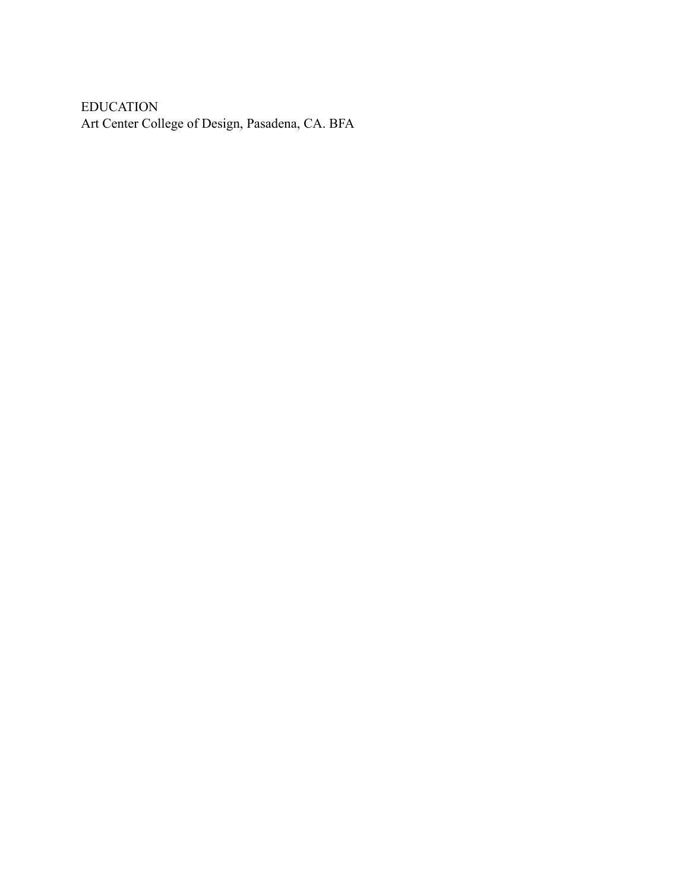EDUCATION

Art Center College of Design, Pasadena, CA. BFA